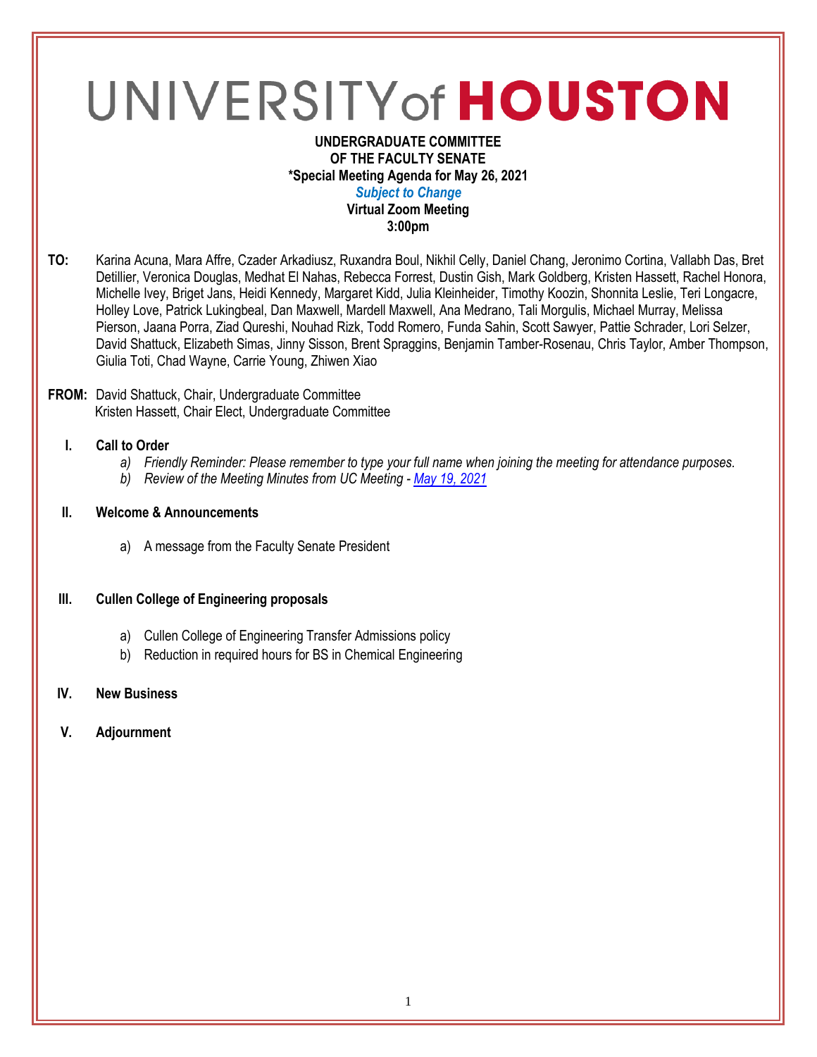# UNIVERSITY of HOUSTON

**UNDERGRADUATE COMMITTEE**
**OF THE FACULTY SENATE**
**\*Special Meeting Agenda for May 26, 2021**
***Subject to Change***
**Virtual Zoom Meeting**
**3:00pm**

**TO:** Karina Acuna, Mara Affre, Czader Arkadiusz, Ruxandra Boul, Nikhil Celly, Daniel Chang, Jeronimo Cortina, Vallabh Das, Bret Detillier, Veronica Douglas, Medhat El Nahas, Rebecca Forrest, Dustin Gish, Mark Goldberg, Kristen Hassett, Rachel Honora, Michelle Ivey, Briget Jans, Heidi Kennedy, Margaret Kidd, Julia Kleinheider, Timothy Koozin, Shonnita Leslie, Teri Longacre, Holley Love, Patrick Lukingbeal, Dan Maxwell, Mardell Maxwell, Ana Medrano, Tali Morgulis, Michael Murray, Melissa Pierson, Jaana Porra, Ziad Qureshi, Nouhad Rizk, Todd Romero, Funda Sahin, Scott Sawyer, Pattie Schrader, Lori Selzer, David Shattuck, Elizabeth Simas, Jinny Sisson, Brent Spraggins, Benjamin Tamber-Rosenau, Chris Taylor, Amber Thompson, Giulia Toti, Chad Wayne, Carrie Young, Zhiwen Xiao

**FROM:** David Shattuck, Chair, Undergraduate Committee
Kristen Hassett, Chair Elect, Undergraduate Committee

**I. Call to Order**

a) *Friendly Reminder: Please remember to type your full name when joining the meeting for attendance purposes.*
b) *Review of the Meeting Minutes from UC Meeting - May 19, 2021*

**II. Welcome & Announcements**

a) A message from the Faculty Senate President

**III. Cullen College of Engineering proposals**

a) Cullen College of Engineering Transfer Admissions policy
b) Reduction in required hours for BS in Chemical Engineering

**IV. New Business**

**V. Adjournment**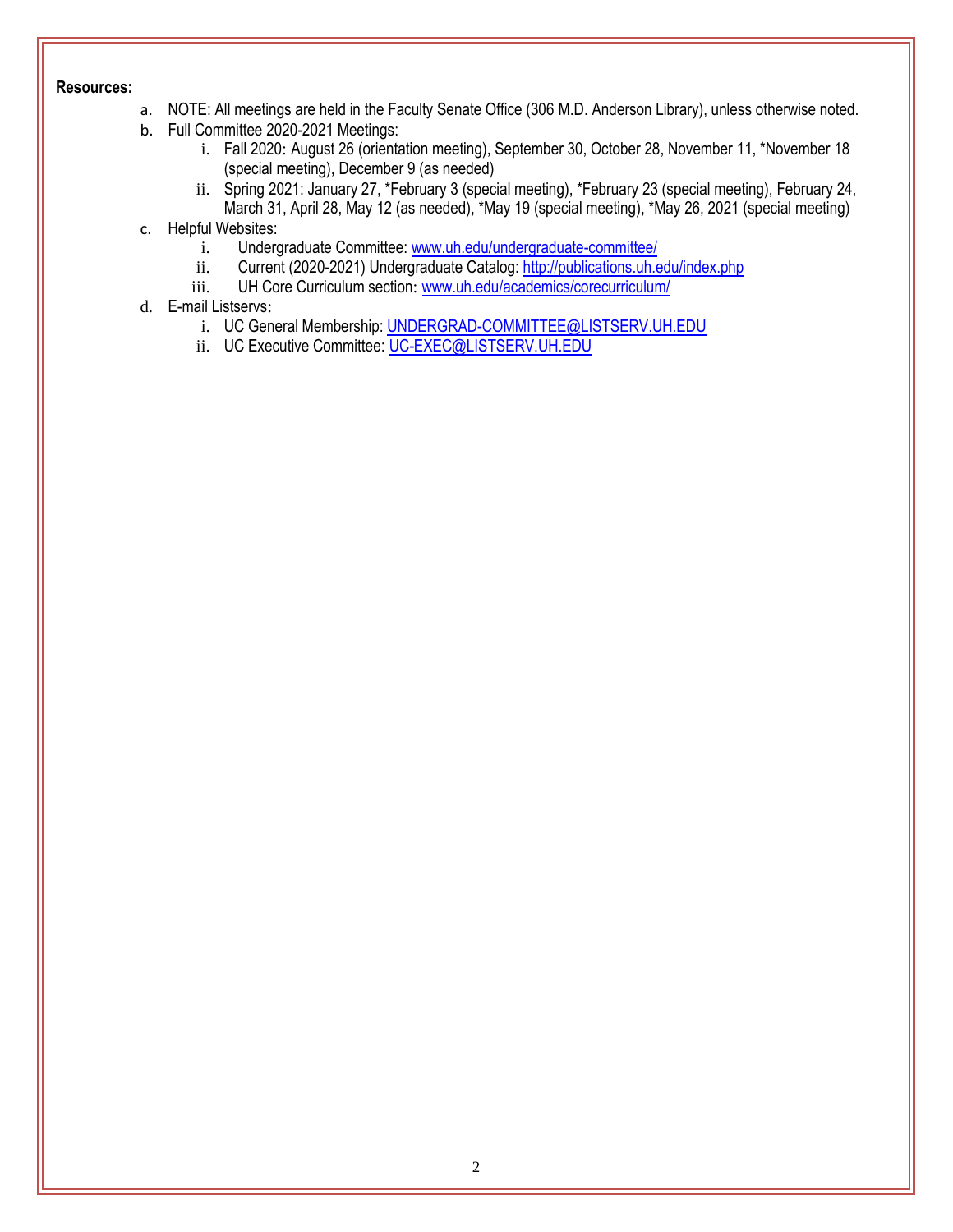**Resources:**

a. NOTE: All meetings are held in the Faculty Senate Office (306 M.D. Anderson Library), unless otherwise noted.

b. Full Committee 2020-2021 Meetings:

   i. Fall 2020: August 26 (orientation meeting), September 30, October 28, November 11, *November 18 (special meeting), December 9 (as needed)

   ii. Spring 2021: January 27, *February 3 (special meeting), *February 23 (special meeting), February 24, March 31, April 28, May 12 (as needed), *May 19 (special meeting), *May 26, 2021 (special meeting)

c. Helpful Websites:

   i. Undergraduate Committee: www.uh.edu/undergraduate-committee/

   ii. Current (2020-2021) Undergraduate Catalog: http://publications.uh.edu/index.php

   iii. UH Core Curriculum section: www.uh.edu/academics/corecurriculum/

d. E-mail Listservs:

   i. UC General Membership: UNDERGRAD-COMMITTEE@LISTSERV.UH.EDU

   ii. UC Executive Committee: UC-EXEC@LISTSERV.UH.EDU